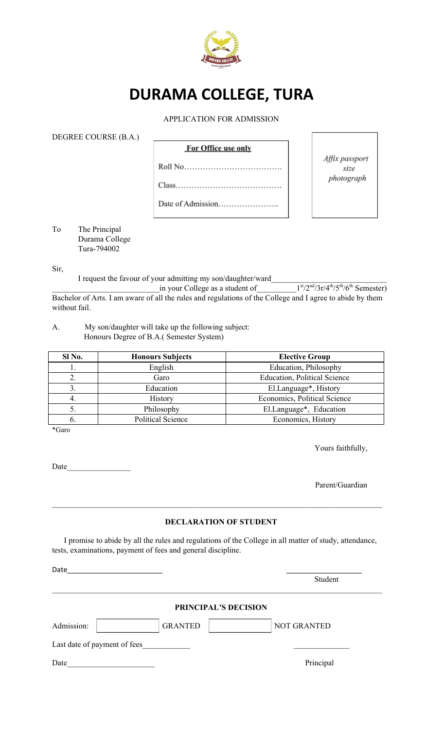# DURAMA COLLEGE, TURA

APPLICATION FOR ADMISSION

DEGREE COURSE (B.A.)

**For Office use only**

Roll No……………………………….

Class………………………………….

Date of Admission…………………..

*Affix passport size photograph*

To The Principal
Durama College
Tura-794002

Sir,

I request the favour of your admitting my son/daughter/ward__________________________ __________________________in your College as a student of_________1st/2nd/3r/4th/5th/6th Semester) Bachelor of Arts. I am aware of all the rules and regulations of the College and I agree to abide by them without fail.

A. My son/daughter will take up the following subject:
Honours Degree of B.A.( Semester System)

| Sl No. | Honours Subjects | Elective Group |
|---|---|---|
| 1. | English | Education, Philosophy |
| 2. | Garo | Education, Political Science |
| 3. | Education | El.Language*, History |
| 4. | History | Economics, Political Science |
| 5. | Philosophy | El.Language*, Education |
| 6. | Political Science | Economics, History |

*Garo

Yours faithfully,

Date________________

Parent/Guardian

---

**DECLARATION OF STUDENT**

I promise to abide by all the rules and regulations of the College in all matter of study, attendance, tests, examinations, payment of fees and general discipline.

Date________________________ ___________________
Student

---

**PRINCIPAL'S DECISION**

Admission: [ ] GRANTED [ ] NOT GRANTED

Last date of payment of fees____________ ______________

Date______________________ Principal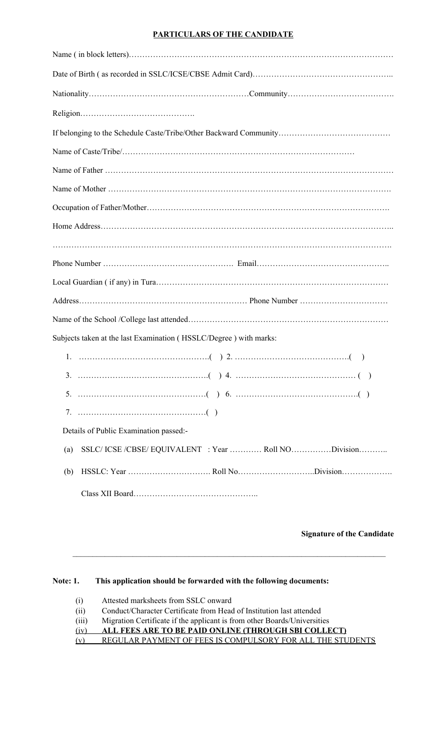**PARTICULARS OF THE CANDIDATE**

Name ( in block letters)………………………………………………………………………………………

Date of Birth ( as recorded in SSLC/ICSE/CBSE Admit Card)……………………………………………..

Nationality……………………………………………………Community………………………………….

Religion…………………………………….

If belonging to the Schedule Caste/Tribe/Other Backward Community……………………………………

Name of Caste/Tribe/……………………………………………………………………………

Name of Father ………………………………………………………………………………………………

Name of Mother …………………………………………………………………………………………….

Occupation of Father/Mother…………………………………………………………………………….

Home Address………………………………………………………………………………………………..

…………………………………………………………………………………………………………….

Phone Number …………………………………………. Email…………………………………………..

Local Guardian ( if any) in Tura……………………………………………………………………………

Address……………………………………………………… Phone Number ……………………………

Name of the School /College last attended………………………………………………………………

Subjects taken at the last Examination ( HSSLC/Degree ) with marks:

1. ………………………………………….( ) 2. …………………………………….( )
3. ………………………………………….( ) 4. ……………………………………… ( )
5. ………………………………………….( ) 6. ……………………………………….( )
7. ………………………………………….( )

Details of Public Examination passed:-

(a) SSLC/ ICSE /CBSE/ EQUIVALENT : Year ………… Roll NO……………Division………..

(b) HSSLC: Year …………………………. Roll No………………………..Division……………….

Class XII Board………………………………………..

**Signature of the Candidate**

---

**Note: 1. This application should be forwarded with the following documents:**

(i) Attested marksheets from SSLC onward
(ii) Conduct/Character Certificate from Head of Institution last attended
(iii) Migration Certificate if the applicant is from other Boards/Universities
(iv) **ALL FEES ARE TO BE PAID ONLINE (THROUGH SBI COLLECT)**
(v) REGULAR PAYMENT OF FEES IS COMPULSORY FOR ALL THE STUDENTS